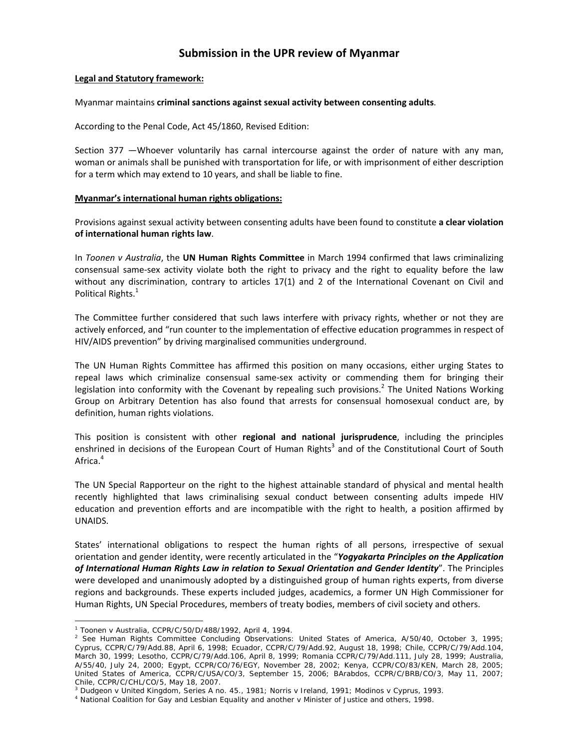# Submission in the UPR review of Myanmar

**Legal and Statutory framework:**

Myanmar maintains **criminal sanctions against sexual activity between consenting adults**.

According to the Penal Code, Act 45/1860, Revised Edition:

Section 377 —Whoever voluntarily has carnal intercourse against the order of nature with any man, woman or animals shall be punished with transportation for life, or with imprisonment of either description for a term which may extend to 10 years, and shall be liable to fine.

**Myanmar's international human rights obligations:**

Provisions against sexual activity between consenting adults have been found to constitute **a clear violation of international human rights law**.

In *Toonen v Australia*, the **UN Human Rights Committee** in March 1994 confirmed that laws criminalizing consensual same-sex activity violate both the right to privacy and the right to equality before the law without any discrimination, contrary to articles 17(1) and 2 of the International Covenant on Civil and Political Rights.[1]

The Committee further considered that such laws interfere with privacy rights, whether or not they are actively enforced, and "run counter to the implementation of effective education programmes in respect of HIV/AIDS prevention" by driving marginalised communities underground.

The UN Human Rights Committee has affirmed this position on many occasions, either urging States to repeal laws which criminalize consensual same-sex activity or commending them for bringing their legislation into conformity with the Covenant by repealing such provisions.[2] The United Nations Working Group on Arbitrary Detention has also found that arrests for consensual homosexual conduct are, by definition, human rights violations.

This position is consistent with other **regional and national jurisprudence**, including the principles enshrined in decisions of the European Court of Human Rights[3] and of the Constitutional Court of South Africa.[4]

The UN Special Rapporteur on the right to the highest attainable standard of physical and mental health recently highlighted that laws criminalising sexual conduct between consenting adults impede HIV education and prevention efforts and are incompatible with the right to health, a position affirmed by UNAIDS.

States' international obligations to respect the human rights of all persons, irrespective of sexual orientation and gender identity, were recently articulated in the "***Yogyakarta Principles on the Application of International Human Rights Law in relation to Sexual Orientation and Gender Identity***". The Principles were developed and unanimously adopted by a distinguished group of human rights experts, from diverse regions and backgrounds. These experts included judges, academics, a former UN High Commissioner for Human Rights, UN Special Procedures, members of treaty bodies, members of civil society and others.

---

[1] Toonen v Australia, CCPR/C/50/D/488/1992, April 4, 1994.

[2] See Human Rights Committee Concluding Observations: United States of America, A/50/40, October 3, 1995; Cyprus, CCPR/C/79/Add.88, April 6, 1998; Ecuador, CCPR/C/79/Add.92, August 18, 1998; Chile, CCPR/C/79/Add.104, March 30, 1999; Lesotho, CCPR/C/79/Add.106, April 8, 1999; Romania CCPR/C/79/Add.111, July 28, 1999; Australia, A/55/40, July 24, 2000; Egypt, CCPR/CO/76/EGY, November 28, 2002; Kenya, CCPR/CO/83/KEN, March 28, 2005; United States of America, CCPR/C/USA/CO/3, September 15, 2006; BArabdos, CCPR/C/BRB/CO/3, May 11, 2007; Chile, CCPR/C/CHL/CO/5, May 18, 2007.

[3] Dudgeon v United Kingdom, Series A no. 45., 1981; Norris v Ireland, 1991; Modinos v Cyprus, 1993.

[4] National Coalition for Gay and Lesbian Equality and another v Minister of Justice and others, 1998.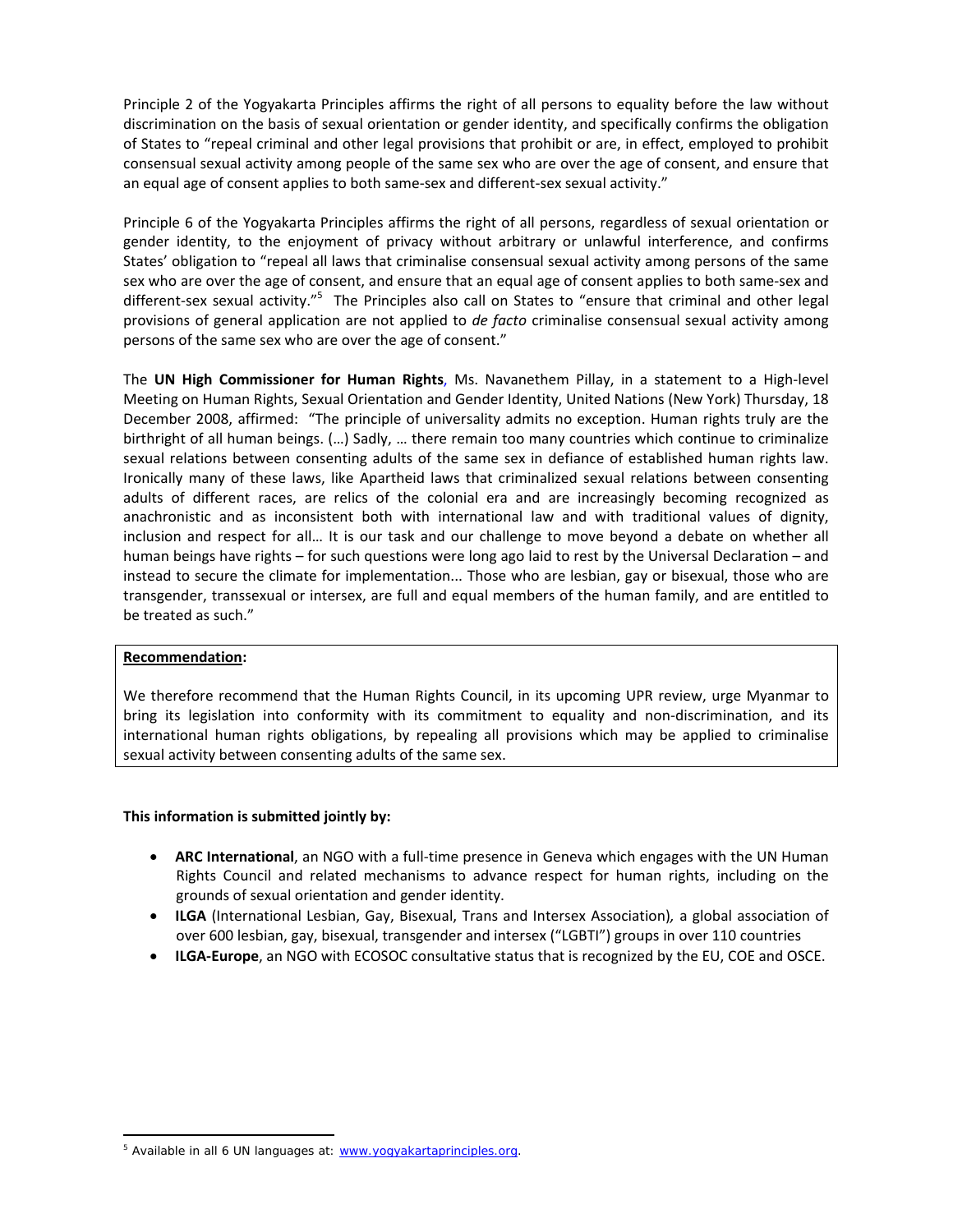Principle 2 of the Yogyakarta Principles affirms the right of all persons to equality before the law without discrimination on the basis of sexual orientation or gender identity, and specifically confirms the obligation of States to "repeal criminal and other legal provisions that prohibit or are, in effect, employed to prohibit consensual sexual activity among people of the same sex who are over the age of consent, and ensure that an equal age of consent applies to both same-sex and different-sex sexual activity."

Principle 6 of the Yogyakarta Principles affirms the right of all persons, regardless of sexual orientation or gender identity, to the enjoyment of privacy without arbitrary or unlawful interference, and confirms States' obligation to "repeal all laws that criminalise consensual sexual activity among persons of the same sex who are over the age of consent, and ensure that an equal age of consent applies to both same-sex and different-sex sexual activity."[5] The Principles also call on States to "ensure that criminal and other legal provisions of general application are not applied to *de facto* criminalise consensual sexual activity among persons of the same sex who are over the age of consent."

The **UN High Commissioner for Human Rights**, Ms. Navanethem Pillay, in a statement to a High-level Meeting on Human Rights, Sexual Orientation and Gender Identity, United Nations (New York) Thursday, 18 December 2008, affirmed: "The principle of universality admits no exception. Human rights truly are the birthright of all human beings. (…) Sadly, … there remain too many countries which continue to criminalize sexual relations between consenting adults of the same sex in defiance of established human rights law. Ironically many of these laws, like Apartheid laws that criminalized sexual relations between consenting adults of different races, are relics of the colonial era and are increasingly becoming recognized as anachronistic and as inconsistent both with international law and with traditional values of dignity, inclusion and respect for all… It is our task and our challenge to move beyond a debate on whether all human beings have rights – for such questions were long ago laid to rest by the Universal Declaration – and instead to secure the climate for implementation... Those who are lesbian, gay or bisexual, those who are transgender, transsexual or intersex, are full and equal members of the human family, and are entitled to be treated as such."

**Recommendation:**

We therefore recommend that the Human Rights Council, in its upcoming UPR review, urge Myanmar to bring its legislation into conformity with its commitment to equality and non-discrimination, and its international human rights obligations, by repealing all provisions which may be applied to criminalise sexual activity between consenting adults of the same sex.

**This information is submitted jointly by:**

- **ARC International**, an NGO with a full-time presence in Geneva which engages with the UN Human Rights Council and related mechanisms to advance respect for human rights, including on the grounds of sexual orientation and gender identity.
- **ILGA** (International Lesbian, Gay, Bisexual, Trans and Intersex Association), a global association of over 600 lesbian, gay, bisexual, transgender and intersex ("LGBTI") groups in over 110 countries
- **ILGA-Europe**, an NGO with ECOSOC consultative status that is recognized by the EU, COE and OSCE.

[5] Available in all 6 UN languages at: www.yogyakartaprinciples.org.